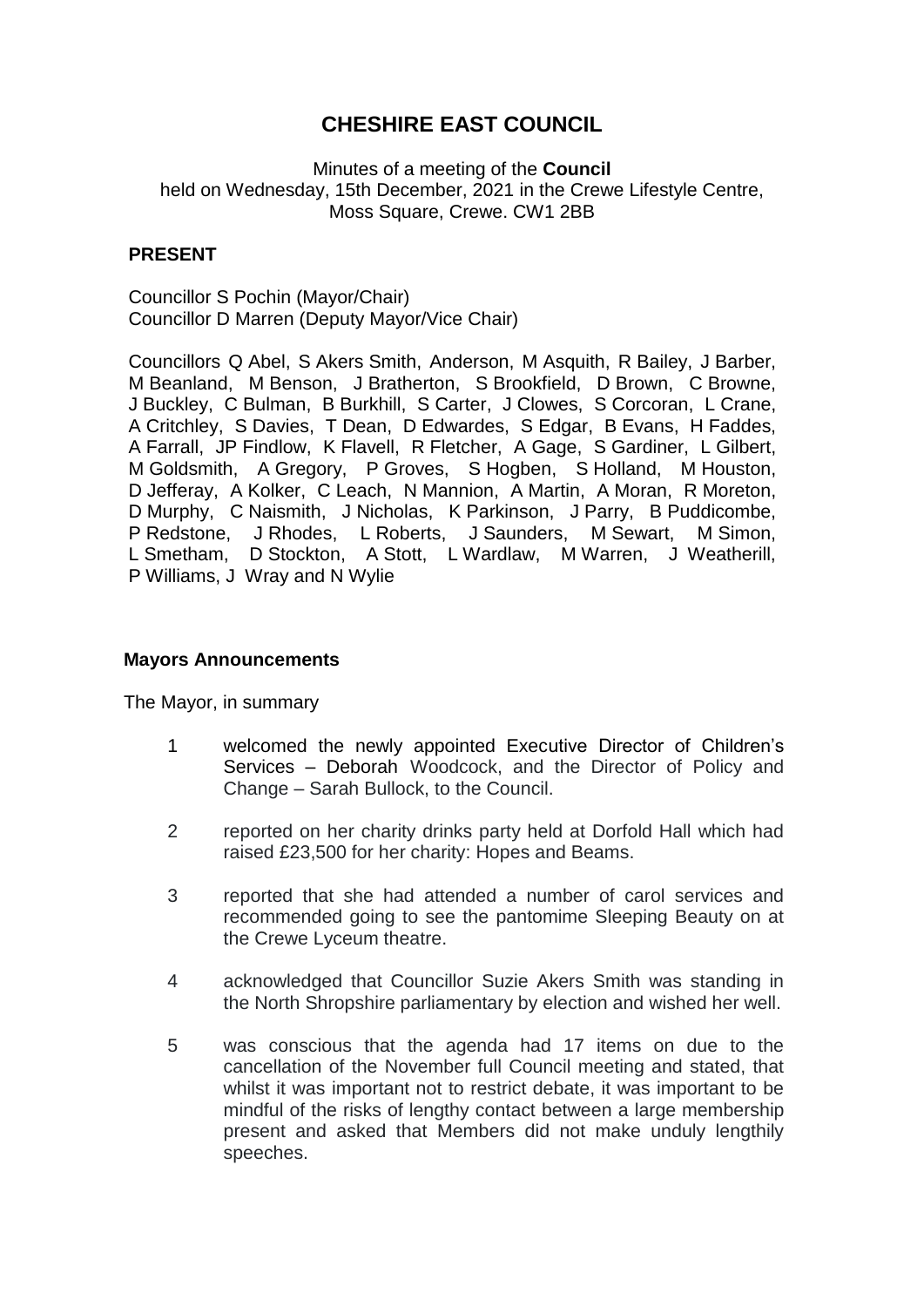# CHESHIRE EAST COUNCIL

Minutes of a meeting of the **Council**
held on Wednesday, 15th December, 2021 in the Crewe Lifestyle Centre, Moss Square, Crewe. CW1 2BB

## PRESENT

Councillor S Pochin (Mayor/Chair)
Councillor D Marren (Deputy Mayor/Vice Chair)

Councillors Q Abel, S Akers Smith, Anderson, M Asquith, R Bailey, J Barber, M Beanland, M Benson, J Bratherton, S Brookfield, D Brown, C Browne, J Buckley, C Bulman, B Burkhill, S Carter, J Clowes, S Corcoran, L Crane, A Critchley, S Davies, T Dean, D Edwardes, S Edgar, B Evans, H Faddes, A Farrall, JP Findlow, K Flavell, R Fletcher, A Gage, S Gardiner, L Gilbert, M Goldsmith, A Gregory, P Groves, S Hogben, S Holland, M Houston, D Jefferay, A Kolker, C Leach, N Mannion, A Martin, A Moran, R Moreton, D Murphy, C Naismith, J Nicholas, K Parkinson, J Parry, B Puddicombe, P Redstone, J Rhodes, L Roberts, J Saunders, M Sewart, M Simon, L Smetham, D Stockton, A Stott, L Wardlaw, M Warren, J Weatherill, P Williams, J Wray and N Wylie

## Mayors Announcements

The Mayor, in summary

1. welcomed the newly appointed Executive Director of Children's Services – Deborah Woodcock, and the Director of Policy and Change – Sarah Bullock, to the Council.
2. reported on her charity drinks party held at Dorfold Hall which had raised £23,500 for her charity: Hopes and Beams.
3. reported that she had attended a number of carol services and recommended going to see the pantomime Sleeping Beauty on at the Crewe Lyceum theatre.
4. acknowledged that Councillor Suzie Akers Smith was standing in the North Shropshire parliamentary by election and wished her well.
5. was conscious that the agenda had 17 items on due to the cancellation of the November full Council meeting and stated, that whilst it was important not to restrict debate, it was important to be mindful of the risks of lengthy contact between a large membership present and asked that Members did not make unduly lengthily speeches.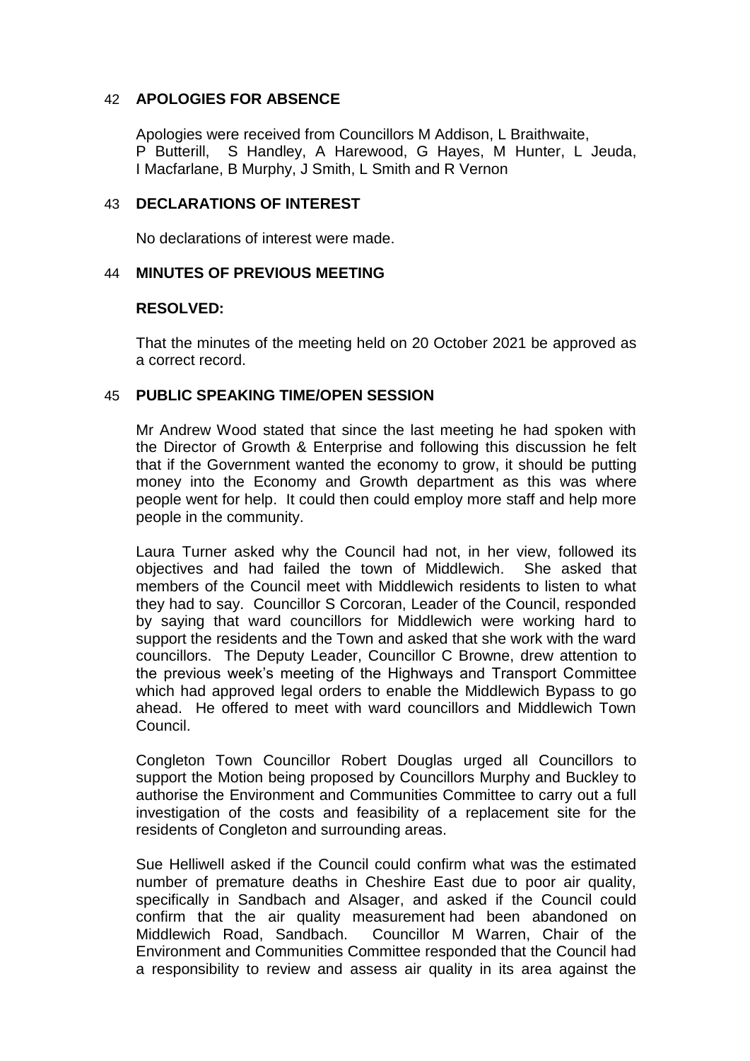## 42 APOLOGIES FOR ABSENCE

Apologies were received from Councillors M Addison, L Braithwaite, P Butterill, S Handley, A Harewood, G Hayes, M Hunter, L Jeuda, I Macfarlane, B Murphy, J Smith, L Smith and R Vernon

## 43 DECLARATIONS OF INTEREST

No declarations of interest were made.

## 44 MINUTES OF PREVIOUS MEETING

**RESOLVED:**

That the minutes of the meeting held on 20 October 2021 be approved as a correct record.

## 45 PUBLIC SPEAKING TIME/OPEN SESSION

Mr Andrew Wood stated that since the last meeting he had spoken with the Director of Growth & Enterprise and following this discussion he felt that if the Government wanted the economy to grow, it should be putting money into the Economy and Growth department as this was where people went for help. It could then could employ more staff and help more people in the community.

Laura Turner asked why the Council had not, in her view, followed its objectives and had failed the town of Middlewich. She asked that members of the Council meet with Middlewich residents to listen to what they had to say. Councillor S Corcoran, Leader of the Council, responded by saying that ward councillors for Middlewich were working hard to support the residents and the Town and asked that she work with the ward councillors. The Deputy Leader, Councillor C Browne, drew attention to the previous week's meeting of the Highways and Transport Committee which had approved legal orders to enable the Middlewich Bypass to go ahead. He offered to meet with ward councillors and Middlewich Town Council.

Congleton Town Councillor Robert Douglas urged all Councillors to support the Motion being proposed by Councillors Murphy and Buckley to authorise the Environment and Communities Committee to carry out a full investigation of the costs and feasibility of a replacement site for the residents of Congleton and surrounding areas.

Sue Helliwell asked if the Council could confirm what was the estimated number of premature deaths in Cheshire East due to poor air quality, specifically in Sandbach and Alsager, and asked if the Council could confirm that the air quality measurement had been abandoned on Middlewich Road, Sandbach. Councillor M Warren, Chair of the Environment and Communities Committee responded that the Council had a responsibility to review and assess air quality in its area against the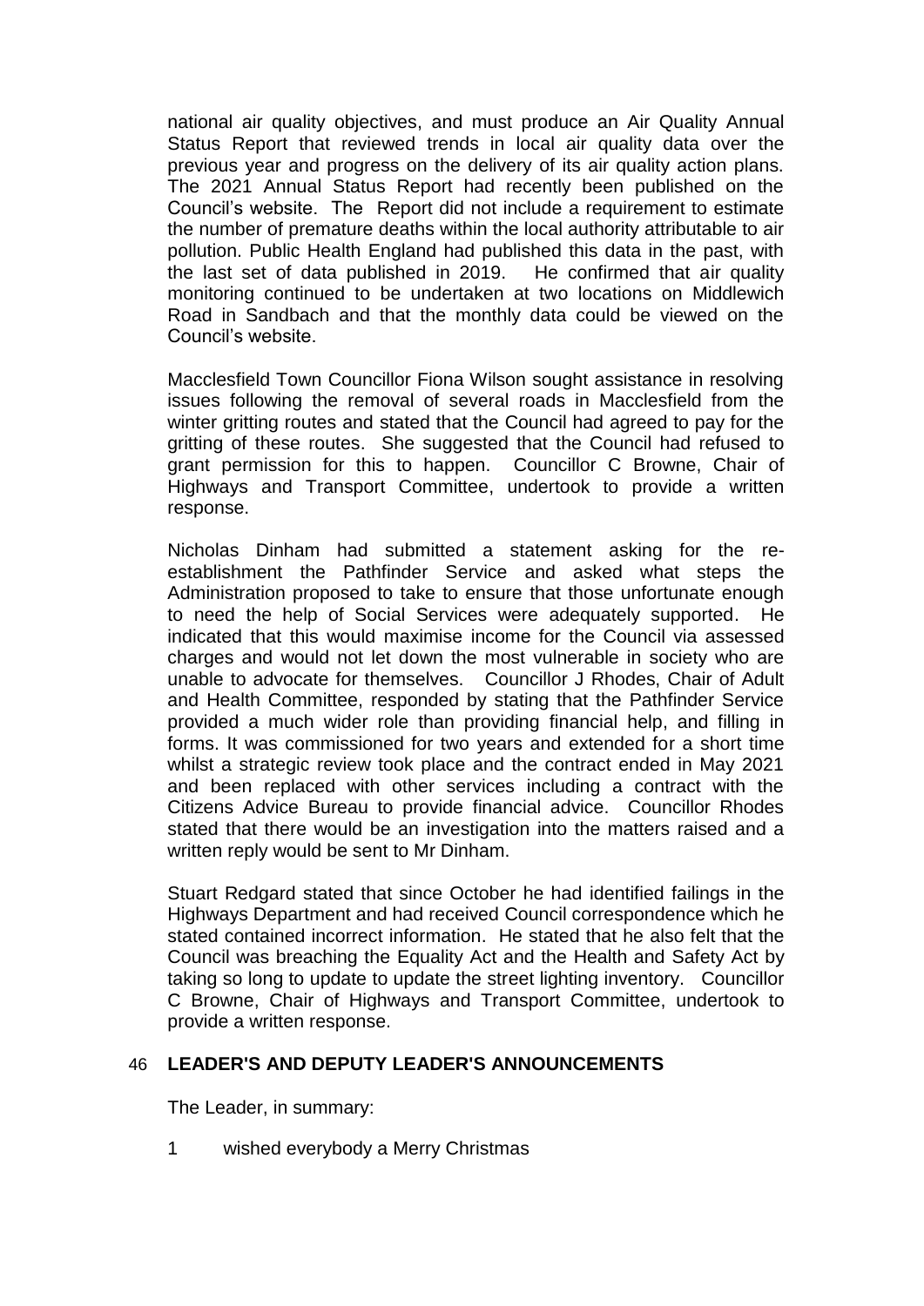national air quality objectives, and must produce an Air Quality Annual Status Report that reviewed trends in local air quality data over the previous year and progress on the delivery of its air quality action plans. The 2021 Annual Status Report had recently been published on the Council's website. The Report did not include a requirement to estimate the number of premature deaths within the local authority attributable to air pollution. Public Health England had published this data in the past, with the last set of data published in 2019. He confirmed that air quality monitoring continued to be undertaken at two locations on Middlewich Road in Sandbach and that the monthly data could be viewed on the Council's website.

Macclesfield Town Councillor Fiona Wilson sought assistance in resolving issues following the removal of several roads in Macclesfield from the winter gritting routes and stated that the Council had agreed to pay for the gritting of these routes. She suggested that the Council had refused to grant permission for this to happen. Councillor C Browne, Chair of Highways and Transport Committee, undertook to provide a written response.

Nicholas Dinham had submitted a statement asking for the re-establishment the Pathfinder Service and asked what steps the Administration proposed to take to ensure that those unfortunate enough to need the help of Social Services were adequately supported. He indicated that this would maximise income for the Council via assessed charges and would not let down the most vulnerable in society who are unable to advocate for themselves. Councillor J Rhodes, Chair of Adult and Health Committee, responded by stating that the Pathfinder Service provided a much wider role than providing financial help, and filling in forms. It was commissioned for two years and extended for a short time whilst a strategic review took place and the contract ended in May 2021 and been replaced with other services including a contract with the Citizens Advice Bureau to provide financial advice. Councillor Rhodes stated that there would be an investigation into the matters raised and a written reply would be sent to Mr Dinham.

Stuart Redgard stated that since October he had identified failings in the Highways Department and had received Council correspondence which he stated contained incorrect information. He stated that he also felt that the Council was breaching the Equality Act and the Health and Safety Act by taking so long to update to update the street lighting inventory. Councillor C Browne, Chair of Highways and Transport Committee, undertook to provide a written response.

## 46 LEADER'S AND DEPUTY LEADER'S ANNOUNCEMENTS

The Leader, in summary:

1 wished everybody a Merry Christmas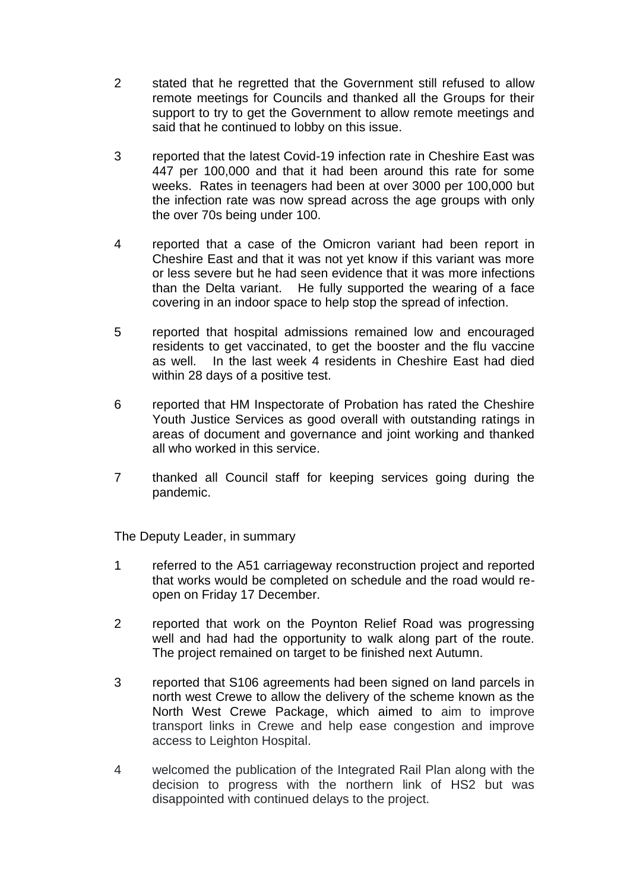2 stated that he regretted that the Government still refused to allow remote meetings for Councils and thanked all the Groups for their support to try to get the Government to allow remote meetings and said that he continued to lobby on this issue.

3 reported that the latest Covid-19 infection rate in Cheshire East was 447 per 100,000 and that it had been around this rate for some weeks. Rates in teenagers had been at over 3000 per 100,000 but the infection rate was now spread across the age groups with only the over 70s being under 100.

4 reported that a case of the Omicron variant had been report in Cheshire East and that it was not yet know if this variant was more or less severe but he had seen evidence that it was more infections than the Delta variant. He fully supported the wearing of a face covering in an indoor space to help stop the spread of infection.

5 reported that hospital admissions remained low and encouraged residents to get vaccinated, to get the booster and the flu vaccine as well. In the last week 4 residents in Cheshire East had died within 28 days of a positive test.

6 reported that HM Inspectorate of Probation has rated the Cheshire Youth Justice Services as good overall with outstanding ratings in areas of document and governance and joint working and thanked all who worked in this service.

7 thanked all Council staff for keeping services going during the pandemic.

The Deputy Leader, in summary

1 referred to the A51 carriageway reconstruction project and reported that works would be completed on schedule and the road would re-open on Friday 17 December.

2 reported that work on the Poynton Relief Road was progressing well and had had the opportunity to walk along part of the route. The project remained on target to be finished next Autumn.

3 reported that S106 agreements had been signed on land parcels in north west Crewe to allow the delivery of the scheme known as the North West Crewe Package, which aimed to aim to improve transport links in Crewe and help ease congestion and improve access to Leighton Hospital.

4 welcomed the publication of the Integrated Rail Plan along with the decision to progress with the northern link of HS2 but was disappointed with continued delays to the project.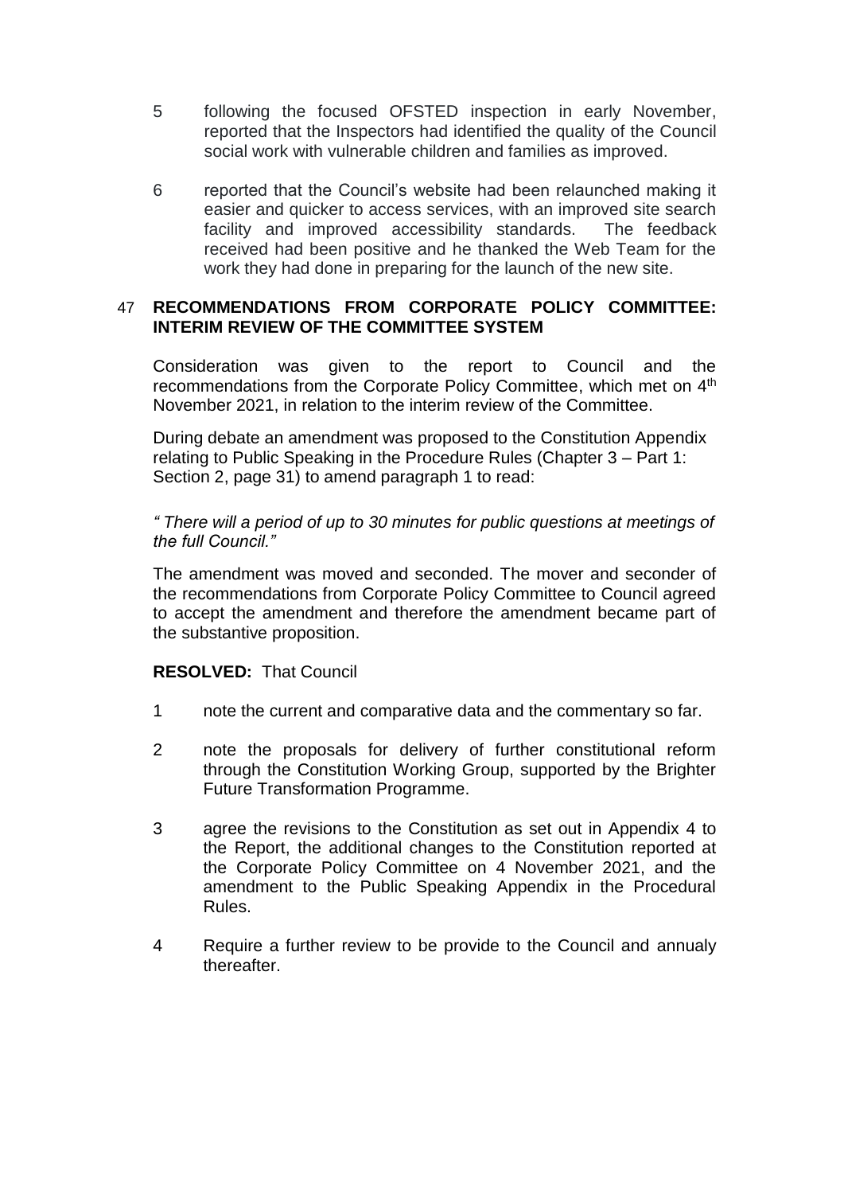5 following the focused OFSTED inspection in early November, reported that the Inspectors had identified the quality of the Council social work with vulnerable children and families as improved.

6 reported that the Council's website had been relaunched making it easier and quicker to access services, with an improved site search facility and improved accessibility standards. The feedback received had been positive and he thanked the Web Team for the work they had done in preparing for the launch of the new site.

## 47 RECOMMENDATIONS FROM CORPORATE POLICY COMMITTEE: INTERIM REVIEW OF THE COMMITTEE SYSTEM

Consideration was given to the report to Council and the recommendations from the Corporate Policy Committee, which met on 4th November 2021, in relation to the interim review of the Committee.

During debate an amendment was proposed to the Constitution Appendix relating to Public Speaking in the Procedure Rules (Chapter 3 – Part 1: Section 2, page 31) to amend paragraph 1 to read:

*" There will a period of up to 30 minutes for public questions at meetings of the full Council."*

The amendment was moved and seconded. The mover and seconder of the recommendations from Corporate Policy Committee to Council agreed to accept the amendment and therefore the amendment became part of the substantive proposition.

**RESOLVED:** That Council

1 note the current and comparative data and the commentary so far.

2 note the proposals for delivery of further constitutional reform through the Constitution Working Group, supported by the Brighter Future Transformation Programme.

3 agree the revisions to the Constitution as set out in Appendix 4 to the Report, the additional changes to the Constitution reported at the Corporate Policy Committee on 4 November 2021, and the amendment to the Public Speaking Appendix in the Procedural Rules.

4 Require a further review to be provide to the Council and annualy thereafter.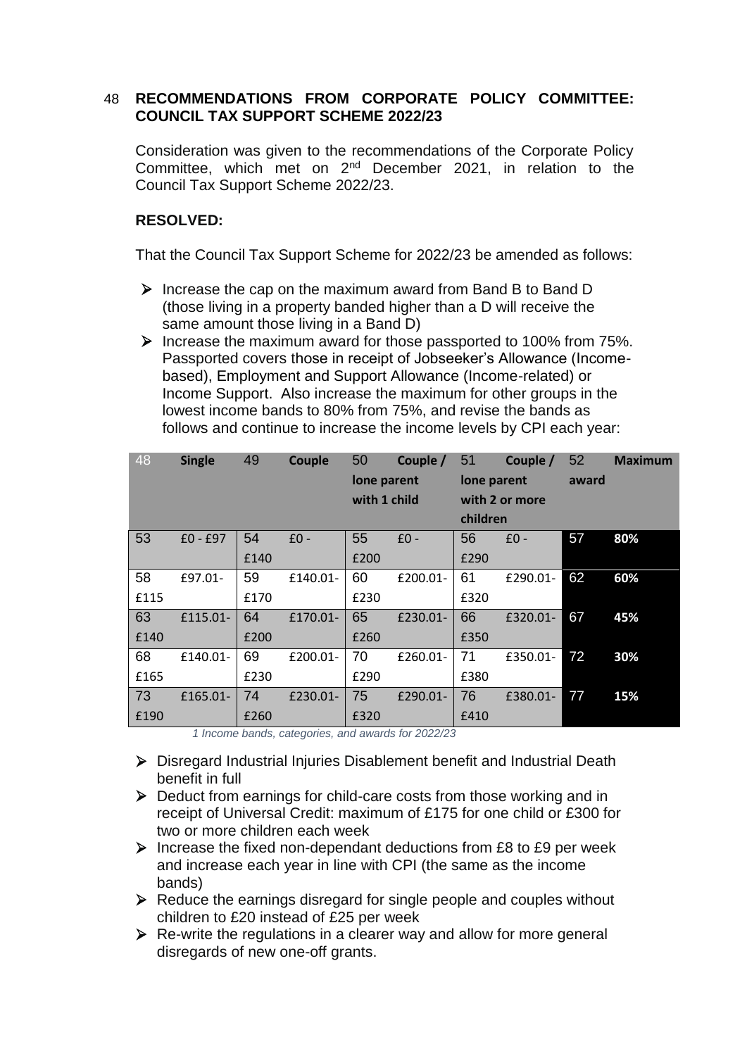48 **RECOMMENDATIONS FROM CORPORATE POLICY COMMITTEE: COUNCIL TAX SUPPORT SCHEME 2022/23**

Consideration was given to the recommendations of the Corporate Policy Committee, which met on 2nd December 2021, in relation to the Council Tax Support Scheme 2022/23.

**RESOLVED:**

That the Council Tax Support Scheme for 2022/23 be amended as follows:

- Increase the cap on the maximum award from Band B to Band D (those living in a property banded higher than a D will receive the same amount those living in a Band D)
- Increase the maximum award for those passported to 100% from 75%. Passported covers those in receipt of Jobseeker's Allowance (Income-based), Employment and Support Allowance (Income-related) or Income Support. Also increase the maximum for other groups in the lowest income bands to 80% from 75%, and revise the bands as follows and continue to increase the income levels by CPI each year:

| 48 | **Single** | 49 | **Couple** | 50 | **Couple / lone parent with 1 child** | 51 | **Couple / lone parent with 2 or more children** | 52 | **Maximum award** |
|---|---|---|---|---|---|---|---|---|---|
| 53 | £0 - £97 | 54 | £0 - £140 | 55 | £0 - £200 | 56 | £0 - £290 | 57 | **80%** |
| 58 | £97.01- £115 | 59 | £140.01- £170 | 60 | £200.01- £230 | 61 | £290.01- £320 | 62 | **60%** |
| 63 | £115.01- £140 | 64 | £170.01- £200 | 65 | £230.01- £260 | 66 | £320.01- £350 | 67 | **45%** |
| 68 | £140.01- £165 | 69 | £200.01- £230 | 70 | £260.01- £290 | 71 | £350.01- £380 | 72 | **30%** |
| 73 | £165.01- £190 | 74 | £230.01- £260 | 75 | £290.01- £320 | 76 | £380.01- £410 | 77 | **15%** |

*1 Income bands, categories, and awards for 2022/23*

- Disregard Industrial Injuries Disablement benefit and Industrial Death benefit in full
- Deduct from earnings for child-care costs from those working and in receipt of Universal Credit: maximum of £175 for one child or £300 for two or more children each week
- Increase the fixed non-dependant deductions from £8 to £9 per week and increase each year in line with CPI (the same as the income bands)
- Reduce the earnings disregard for single people and couples without children to £20 instead of £25 per week
- Re-write the regulations in a clearer way and allow for more general disregards of new one-off grants.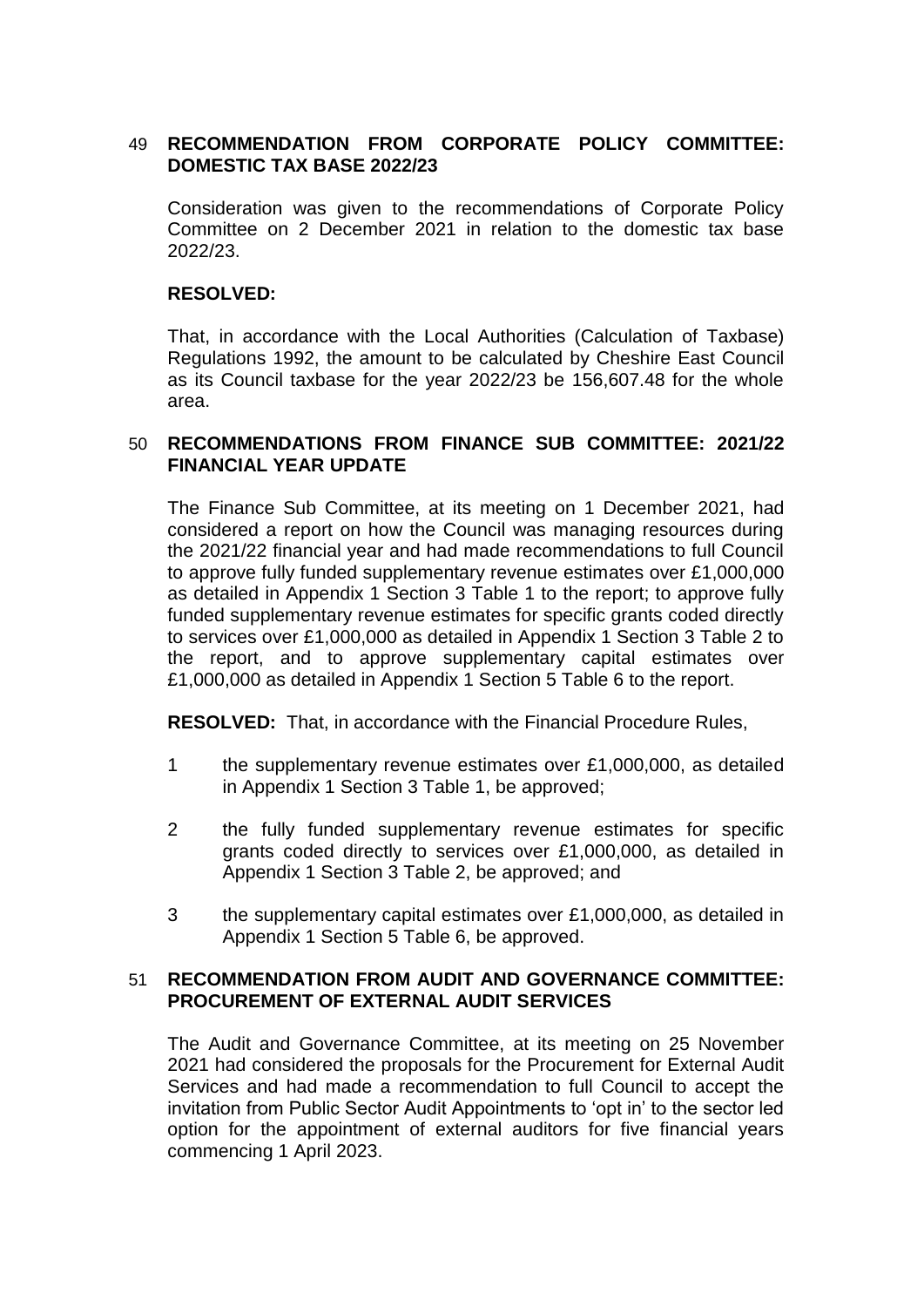## 49 RECOMMENDATION FROM CORPORATE POLICY COMMITTEE: DOMESTIC TAX BASE 2022/23

Consideration was given to the recommendations of Corporate Policy Committee on 2 December 2021 in relation to the domestic tax base 2022/23.

**RESOLVED:**

That, in accordance with the Local Authorities (Calculation of Taxbase) Regulations 1992, the amount to be calculated by Cheshire East Council as its Council taxbase for the year 2022/23 be 156,607.48 for the whole area.

## 50 RECOMMENDATIONS FROM FINANCE SUB COMMITTEE: 2021/22 FINANCIAL YEAR UPDATE

The Finance Sub Committee, at its meeting on 1 December 2021, had considered a report on how the Council was managing resources during the 2021/22 financial year and had made recommendations to full Council to approve fully funded supplementary revenue estimates over £1,000,000 as detailed in Appendix 1 Section 3 Table 1 to the report; to approve fully funded supplementary revenue estimates for specific grants coded directly to services over £1,000,000 as detailed in Appendix 1 Section 3 Table 2 to the report, and to approve supplementary capital estimates over £1,000,000 as detailed in Appendix 1 Section 5 Table 6 to the report.

**RESOLVED:** That, in accordance with the Financial Procedure Rules,

1. the supplementary revenue estimates over £1,000,000, as detailed in Appendix 1 Section 3 Table 1, be approved;
2. the fully funded supplementary revenue estimates for specific grants coded directly to services over £1,000,000, as detailed in Appendix 1 Section 3 Table 2, be approved; and
3. the supplementary capital estimates over £1,000,000, as detailed in Appendix 1 Section 5 Table 6, be approved.

## 51 RECOMMENDATION FROM AUDIT AND GOVERNANCE COMMITTEE: PROCUREMENT OF EXTERNAL AUDIT SERVICES

The Audit and Governance Committee, at its meeting on 25 November 2021 had considered the proposals for the Procurement for External Audit Services and had made a recommendation to full Council to accept the invitation from Public Sector Audit Appointments to 'opt in' to the sector led option for the appointment of external auditors for five financial years commencing 1 April 2023.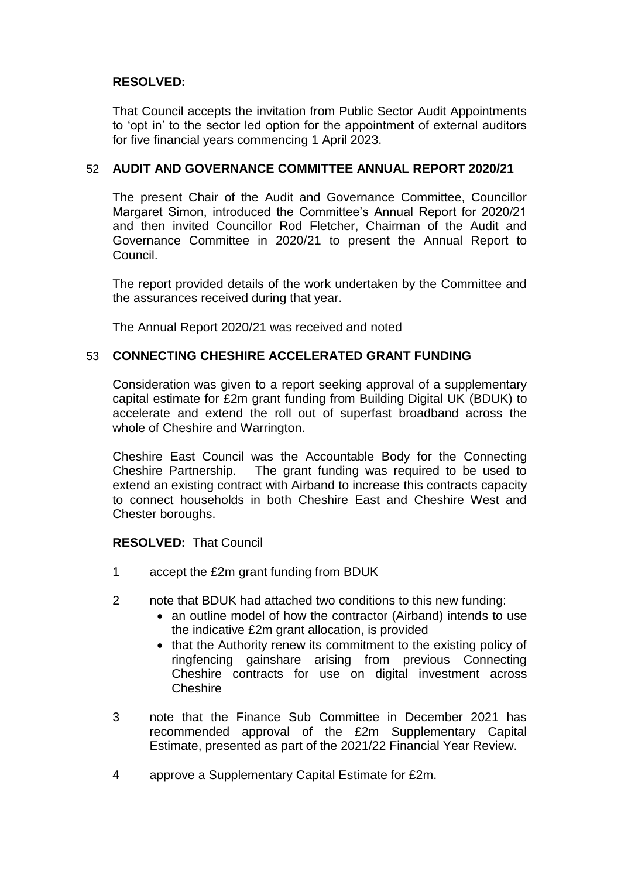**RESOLVED:**

That Council accepts the invitation from Public Sector Audit Appointments to 'opt in' to the sector led option for the appointment of external auditors for five financial years commencing 1 April 2023.

## 52 AUDIT AND GOVERNANCE COMMITTEE ANNUAL REPORT 2020/21

The present Chair of the Audit and Governance Committee, Councillor Margaret Simon, introduced the Committee's Annual Report for 2020/21 and then invited Councillor Rod Fletcher, Chairman of the Audit and Governance Committee in 2020/21 to present the Annual Report to Council.

The report provided details of the work undertaken by the Committee and the assurances received during that year.

The Annual Report 2020/21 was received and noted

## 53 CONNECTING CHESHIRE ACCELERATED GRANT FUNDING

Consideration was given to a report seeking approval of a supplementary capital estimate for £2m grant funding from Building Digital UK (BDUK) to accelerate and extend the roll out of superfast broadband across the whole of Cheshire and Warrington.

Cheshire East Council was the Accountable Body for the Connecting Cheshire Partnership. The grant funding was required to be used to extend an existing contract with Airband to increase this contracts capacity to connect households in both Cheshire East and Cheshire West and Chester boroughs.

**RESOLVED:** That Council

1. accept the £2m grant funding from BDUK
2. note that BDUK had attached two conditions to this new funding:
    - an outline model of how the contractor (Airband) intends to use the indicative £2m grant allocation, is provided
    - that the Authority renew its commitment to the existing policy of ringfencing gainshare arising from previous Connecting Cheshire contracts for use on digital investment across Cheshire
3. note that the Finance Sub Committee in December 2021 has recommended approval of the £2m Supplementary Capital Estimate, presented as part of the 2021/22 Financial Year Review.
4. approve a Supplementary Capital Estimate for £2m.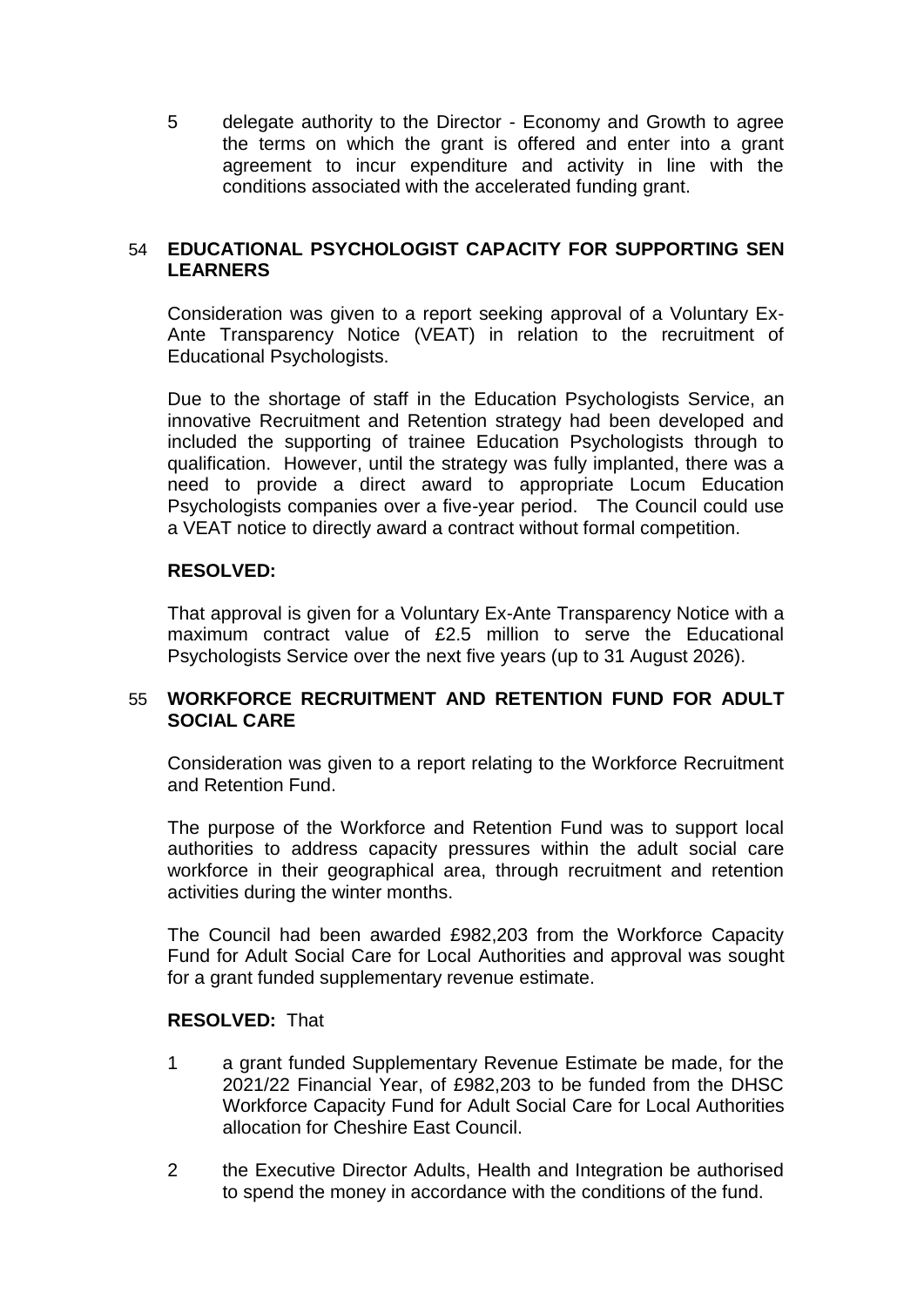5 delegate authority to the Director - Economy and Growth to agree the terms on which the grant is offered and enter into a grant agreement to incur expenditure and activity in line with the conditions associated with the accelerated funding grant.

## 54 EDUCATIONAL PSYCHOLOGIST CAPACITY FOR SUPPORTING SEN LEARNERS

Consideration was given to a report seeking approval of a Voluntary Ex-Ante Transparency Notice (VEAT) in relation to the recruitment of Educational Psychologists.

Due to the shortage of staff in the Education Psychologists Service, an innovative Recruitment and Retention strategy had been developed and included the supporting of trainee Education Psychologists through to qualification. However, until the strategy was fully implanted, there was a need to provide a direct award to appropriate Locum Education Psychologists companies over a five-year period. The Council could use a VEAT notice to directly award a contract without formal competition.

**RESOLVED:**

That approval is given for a Voluntary Ex-Ante Transparency Notice with a maximum contract value of £2.5 million to serve the Educational Psychologists Service over the next five years (up to 31 August 2026).

## 55 WORKFORCE RECRUITMENT AND RETENTION FUND FOR ADULT SOCIAL CARE

Consideration was given to a report relating to the Workforce Recruitment and Retention Fund.

The purpose of the Workforce and Retention Fund was to support local authorities to address capacity pressures within the adult social care workforce in their geographical area, through recruitment and retention activities during the winter months.

The Council had been awarded £982,203 from the Workforce Capacity Fund for Adult Social Care for Local Authorities and approval was sought for a grant funded supplementary revenue estimate.

**RESOLVED:** That

1 a grant funded Supplementary Revenue Estimate be made, for the 2021/22 Financial Year, of £982,203 to be funded from the DHSC Workforce Capacity Fund for Adult Social Care for Local Authorities allocation for Cheshire East Council.

2 the Executive Director Adults, Health and Integration be authorised to spend the money in accordance with the conditions of the fund.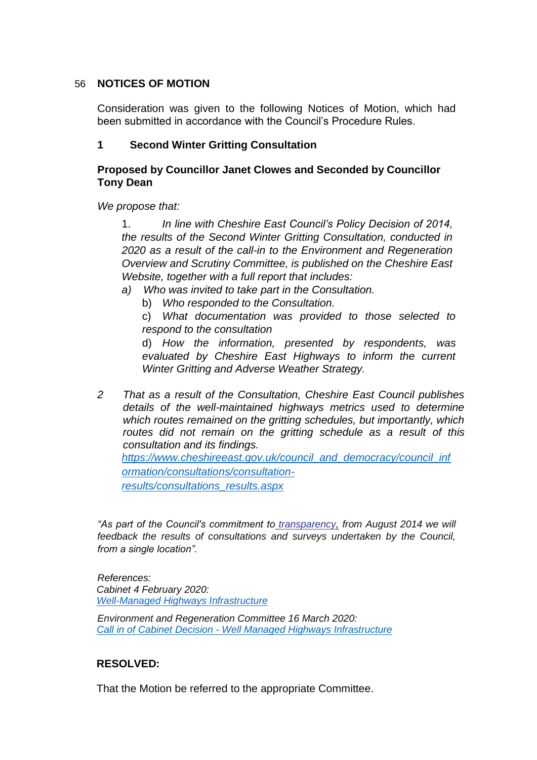## 56 NOTICES OF MOTION

Consideration was given to the following Notices of Motion, which had been submitted in accordance with the Council's Procedure Rules.

### 1 Second Winter Gritting Consultation

**Proposed by Councillor Janet Clowes and Seconded by Councillor Tony Dean**

*We propose that:*

1. *In line with Cheshire East Council's Policy Decision of 2014, the results of the Second Winter Gritting Consultation, conducted in 2020 as a result of the call-in to the Environment and Regeneration Overview and Scrutiny Committee, is published on the Cheshire East Website, together with a full report that includes:*
   - *a) Who was invited to take part in the Consultation.*
   - b) *Who responded to the Consultation.*
   - c) *What documentation was provided to those selected to respond to the consultation*
   - d) *How the information, presented by respondents, was evaluated by Cheshire East Highways to inform the current Winter Gritting and Adverse Weather Strategy.*

2. *That as a result of the Consultation, Cheshire East Council publishes details of the well-maintained highways metrics used to determine which routes remained on the gritting schedules, but importantly, which routes did not remain on the gritting schedule as a result of this consultation and its findings.*
   [https://www.cheshireeast.gov.uk/council_and_democracy/council_information/consultations/consultation-results/consultations_results.aspx](https://www.cheshireeast.gov.uk/council_and_democracy/council_information/consultations/consultation-results/consultations_results.aspx)

*"As part of the Council's commitment to transparency, from August 2014 we will feedback the results of consultations and surveys undertaken by the Council, from a single location".*

*References:*
*Cabinet 4 February 2020:*
*Well-Managed Highways Infrastructure*

*Environment and Regeneration Committee 16 March 2020:*
*Call in of Cabinet Decision - Well Managed Highways Infrastructure*

**RESOLVED:**

That the Motion be referred to the appropriate Committee.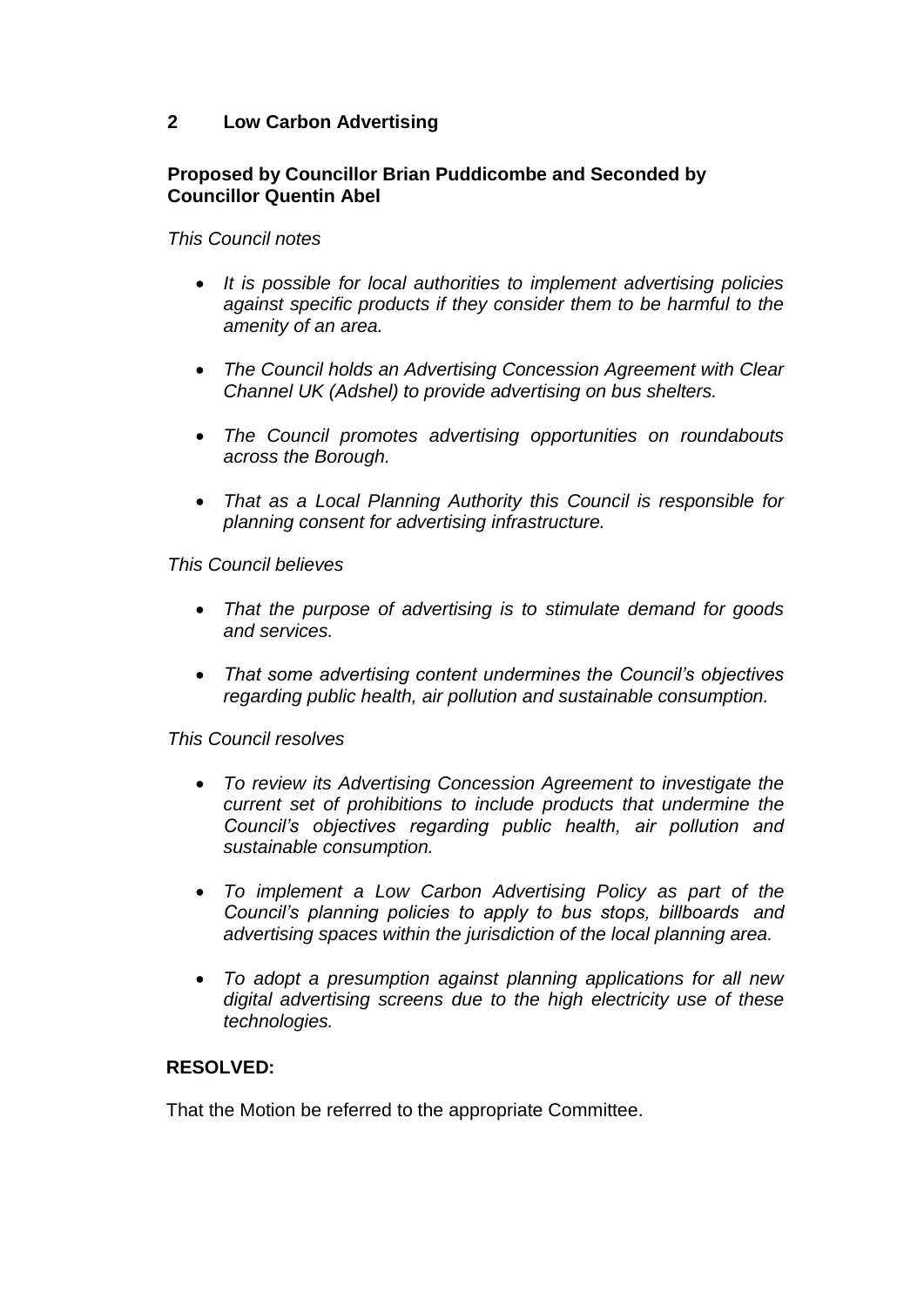## 2 Low Carbon Advertising

**Proposed by Councillor Brian Puddicombe and Seconded by Councillor Quentin Abel**

*This Council notes*

- *It is possible for local authorities to implement advertising policies against specific products if they consider them to be harmful to the amenity of an area.*
- *The Council holds an Advertising Concession Agreement with Clear Channel UK (Adshel) to provide advertising on bus shelters.*
- *The Council promotes advertising opportunities on roundabouts across the Borough.*
- *That as a Local Planning Authority this Council is responsible for planning consent for advertising infrastructure.*

*This Council believes*

- *That the purpose of advertising is to stimulate demand for goods and services.*
- *That some advertising content undermines the Council's objectives regarding public health, air pollution and sustainable consumption.*

*This Council resolves*

- *To review its Advertising Concession Agreement to investigate the current set of prohibitions to include products that undermine the Council's objectives regarding public health, air pollution and sustainable consumption.*
- *To implement a Low Carbon Advertising Policy as part of the Council's planning policies to apply to bus stops, billboards and advertising spaces within the jurisdiction of the local planning area.*
- *To adopt a presumption against planning applications for all new digital advertising screens due to the high electricity use of these technologies.*

**RESOLVED:**

That the Motion be referred to the appropriate Committee.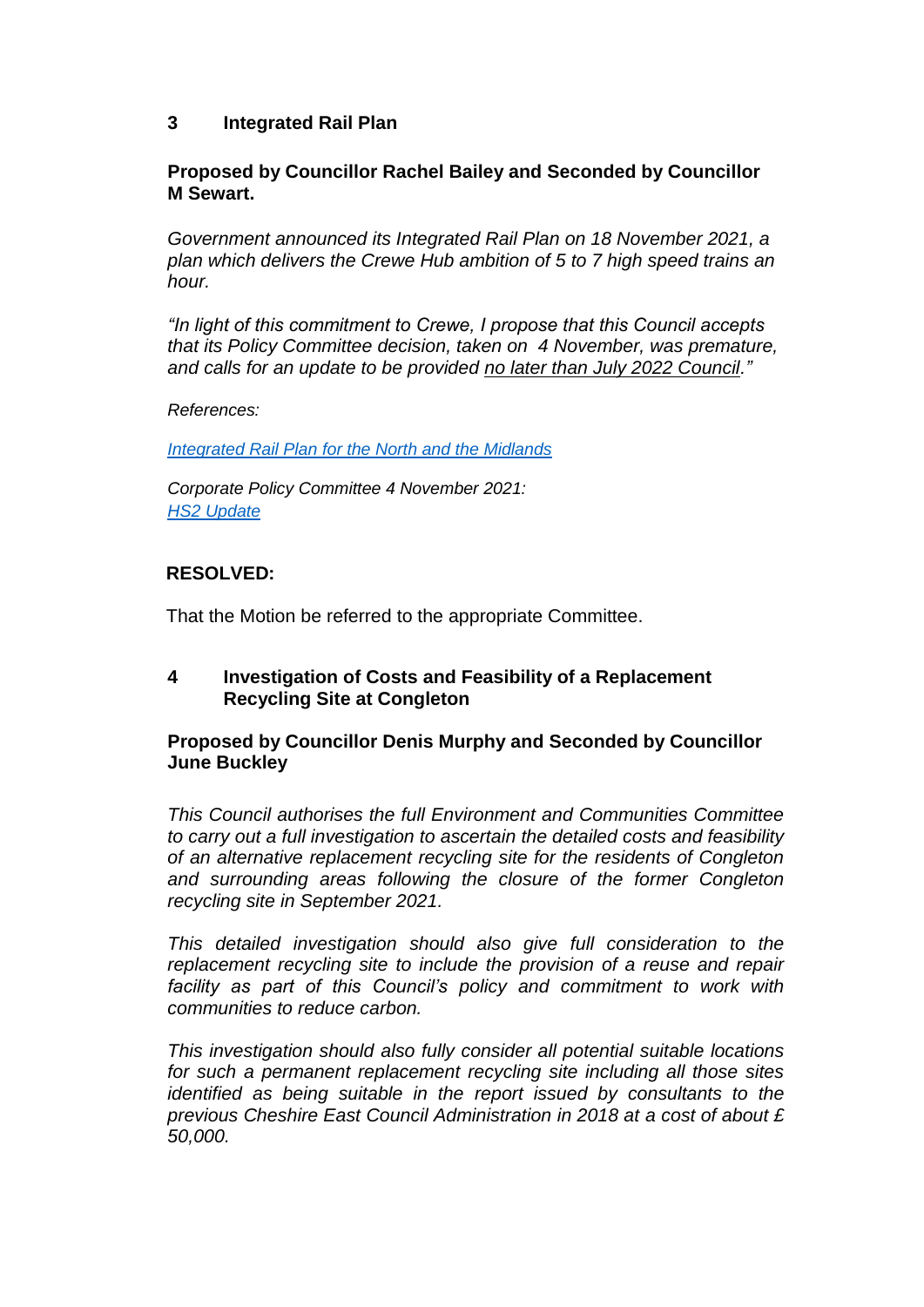## 3 Integrated Rail Plan

**Proposed by Councillor Rachel Bailey and Seconded by Councillor M Sewart.**

*Government announced its Integrated Rail Plan on 18 November 2021, a plan which delivers the Crewe Hub ambition of 5 to 7 high speed trains an hour.*

*"In light of this commitment to Crewe, I propose that this Council accepts that its Policy Committee decision, taken on 4 November, was premature, and calls for an update to be provided no later than July 2022 Council."*

*References:*

*Integrated Rail Plan for the North and the Midlands*

*Corporate Policy Committee 4 November 2021:*
*HS2 Update*

**RESOLVED:**

That the Motion be referred to the appropriate Committee.

## 4 Investigation of Costs and Feasibility of a Replacement Recycling Site at Congleton

**Proposed by Councillor Denis Murphy and Seconded by Councillor June Buckley**

*This Council authorises the full Environment and Communities Committee to carry out a full investigation to ascertain the detailed costs and feasibility of an alternative replacement recycling site for the residents of Congleton and surrounding areas following the closure of the former Congleton recycling site in September 2021.*

*This detailed investigation should also give full consideration to the replacement recycling site to include the provision of a reuse and repair facility as part of this Council's policy and commitment to work with communities to reduce carbon.*

*This investigation should also fully consider all potential suitable locations for such a permanent replacement recycling site including all those sites identified as being suitable in the report issued by consultants to the previous Cheshire East Council Administration in 2018 at a cost of about £ 50,000.*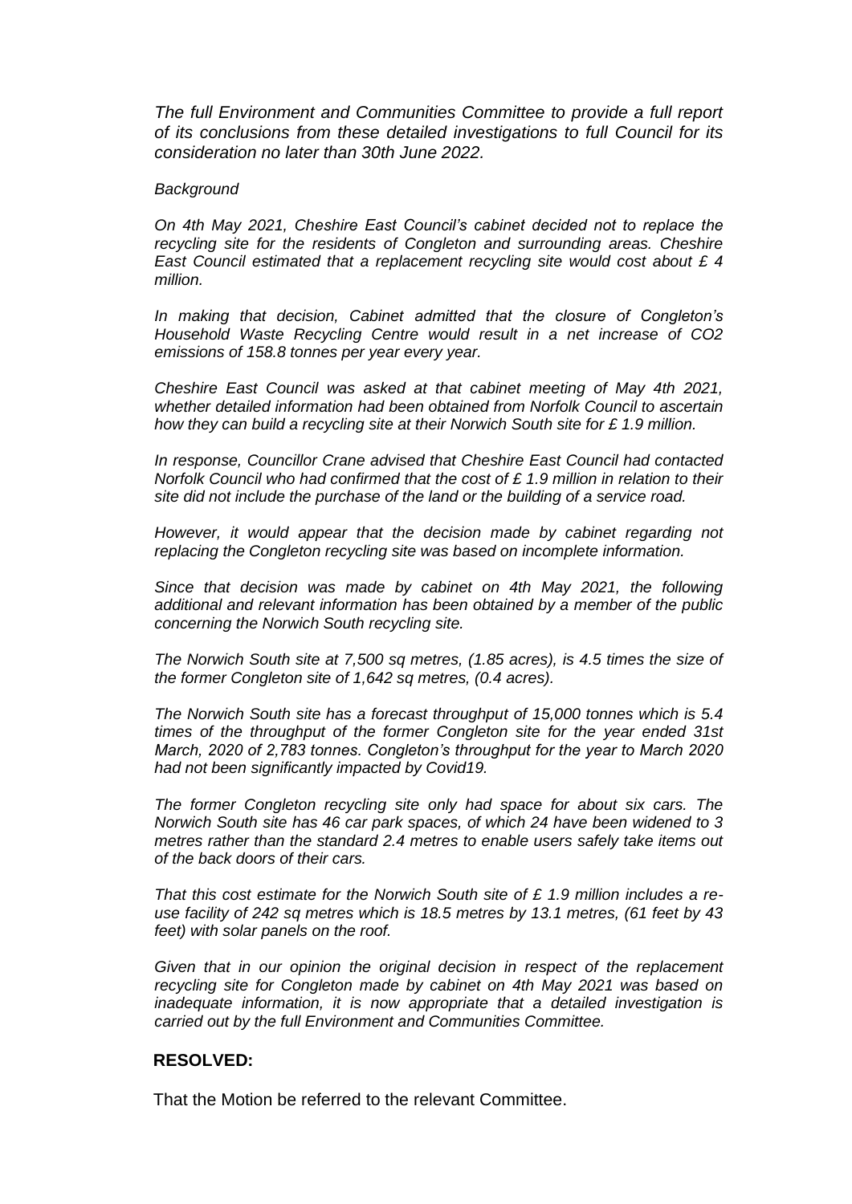*The full Environment and Communities Committee to provide a full report of its conclusions from these detailed investigations to full Council for its consideration no later than 30th June 2022.*

*Background*

*On 4th May 2021, Cheshire East Council's cabinet decided not to replace the recycling site for the residents of Congleton and surrounding areas. Cheshire East Council estimated that a replacement recycling site would cost about £ 4 million.*

*In making that decision, Cabinet admitted that the closure of Congleton's Household Waste Recycling Centre would result in a net increase of $CO_2$ emissions of 158.8 tonnes per year every year.*

*Cheshire East Council was asked at that cabinet meeting of May 4th 2021, whether detailed information had been obtained from Norfolk Council to ascertain how they can build a recycling site at their Norwich South site for £ 1.9 million.*

*In response, Councillor Crane advised that Cheshire East Council had contacted Norfolk Council who had confirmed that the cost of £ 1.9 million in relation to their site did not include the purchase of the land or the building of a service road.*

*However, it would appear that the decision made by cabinet regarding not replacing the Congleton recycling site was based on incomplete information.*

*Since that decision was made by cabinet on 4th May 2021, the following additional and relevant information has been obtained by a member of the public concerning the Norwich South recycling site.*

*The Norwich South site at 7,500 sq metres, (1.85 acres), is 4.5 times the size of the former Congleton site of 1,642 sq metres, (0.4 acres).*

*The Norwich South site has a forecast throughput of 15,000 tonnes which is 5.4 times of the throughput of the former Congleton site for the year ended 31st March, 2020 of 2,783 tonnes. Congleton's throughput for the year to March 2020 had not been significantly impacted by Covid19.*

*The former Congleton recycling site only had space for about six cars. The Norwich South site has 46 car park spaces, of which 24 have been widened to 3 metres rather than the standard 2.4 metres to enable users safely take items out of the back doors of their cars.*

*That this cost estimate for the Norwich South site of £ 1.9 million includes a re-use facility of 242 sq metres which is 18.5 metres by 13.1 metres, (61 feet by 43 feet) with solar panels on the roof.*

*Given that in our opinion the original decision in respect of the replacement recycling site for Congleton made by cabinet on 4th May 2021 was based on inadequate information, it is now appropriate that a detailed investigation is carried out by the full Environment and Communities Committee.*

**RESOLVED:**

That the Motion be referred to the relevant Committee.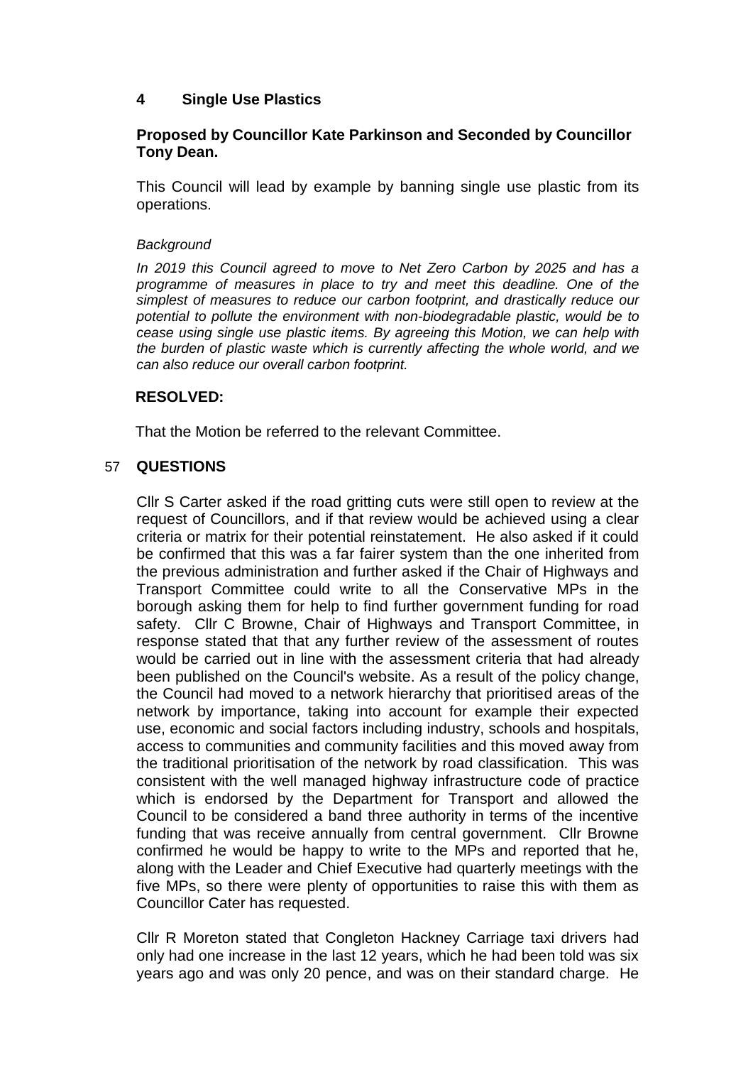## 4 Single Use Plastics

**Proposed by Councillor Kate Parkinson and Seconded by Councillor Tony Dean.**

This Council will lead by example by banning single use plastic from its operations.

*Background*

*In 2019 this Council agreed to move to Net Zero Carbon by 2025 and has a programme of measures in place to try and meet this deadline. One of the simplest of measures to reduce our carbon footprint, and drastically reduce our potential to pollute the environment with non-biodegradable plastic, would be to cease using single use plastic items. By agreeing this Motion, we can help with the burden of plastic waste which is currently affecting the whole world, and we can also reduce our overall carbon footprint.*

**RESOLVED:**

That the Motion be referred to the relevant Committee.

## 57 QUESTIONS

Cllr S Carter asked if the road gritting cuts were still open to review at the request of Councillors, and if that review would be achieved using a clear criteria or matrix for their potential reinstatement. He also asked if it could be confirmed that this was a far fairer system than the one inherited from the previous administration and further asked if the Chair of Highways and Transport Committee could write to all the Conservative MPs in the borough asking them for help to find further government funding for road safety. Cllr C Browne, Chair of Highways and Transport Committee, in response stated that that any further review of the assessment of routes would be carried out in line with the assessment criteria that had already been published on the Council's website. As a result of the policy change, the Council had moved to a network hierarchy that prioritised areas of the network by importance, taking into account for example their expected use, economic and social factors including industry, schools and hospitals, access to communities and community facilities and this moved away from the traditional prioritisation of the network by road classification. This was consistent with the well managed highway infrastructure code of practice which is endorsed by the Department for Transport and allowed the Council to be considered a band three authority in terms of the incentive funding that was receive annually from central government. Cllr Browne confirmed he would be happy to write to the MPs and reported that he, along with the Leader and Chief Executive had quarterly meetings with the five MPs, so there were plenty of opportunities to raise this with them as Councillor Cater has requested.

Cllr R Moreton stated that Congleton Hackney Carriage taxi drivers had only had one increase in the last 12 years, which he had been told was six years ago and was only 20 pence, and was on their standard charge. He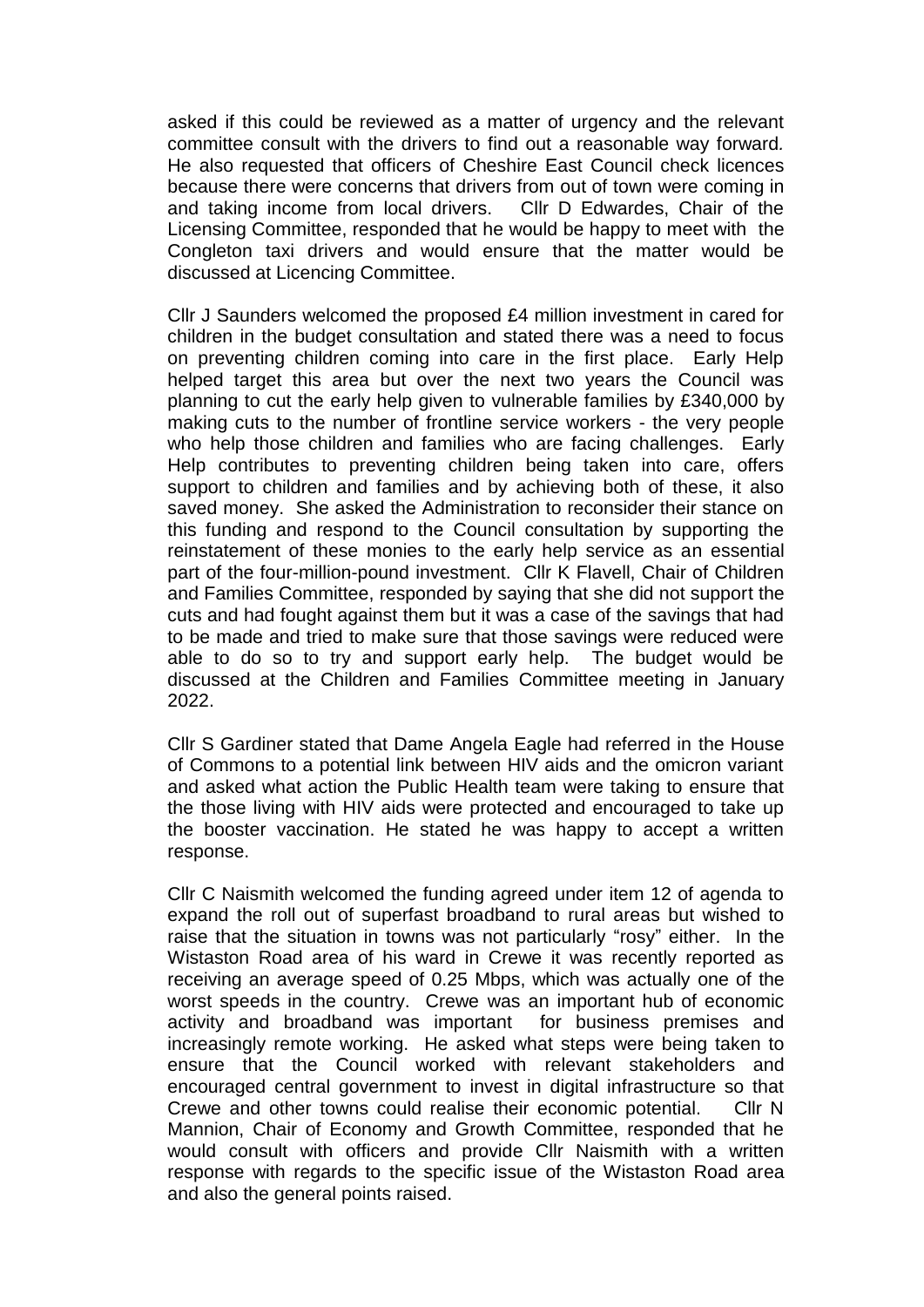asked if this could be reviewed as a matter of urgency and the relevant committee consult with the drivers to find out a reasonable way forward. He also requested that officers of Cheshire East Council check licences because there were concerns that drivers from out of town were coming in and taking income from local drivers. Cllr D Edwardes, Chair of the Licensing Committee, responded that he would be happy to meet with the Congleton taxi drivers and would ensure that the matter would be discussed at Licencing Committee.

Cllr J Saunders welcomed the proposed £4 million investment in cared for children in the budget consultation and stated there was a need to focus on preventing children coming into care in the first place. Early Help helped target this area but over the next two years the Council was planning to cut the early help given to vulnerable families by £340,000 by making cuts to the number of frontline service workers - the very people who help those children and families who are facing challenges. Early Help contributes to preventing children being taken into care, offers support to children and families and by achieving both of these, it also saved money. She asked the Administration to reconsider their stance on this funding and respond to the Council consultation by supporting the reinstatement of these monies to the early help service as an essential part of the four-million-pound investment. Cllr K Flavell, Chair of Children and Families Committee, responded by saying that she did not support the cuts and had fought against them but it was a case of the savings that had to be made and tried to make sure that those savings were reduced were able to do so to try and support early help. The budget would be discussed at the Children and Families Committee meeting in January 2022.

Cllr S Gardiner stated that Dame Angela Eagle had referred in the House of Commons to a potential link between HIV aids and the omicron variant and asked what action the Public Health team were taking to ensure that the those living with HIV aids were protected and encouraged to take up the booster vaccination. He stated he was happy to accept a written response.

Cllr C Naismith welcomed the funding agreed under item 12 of agenda to expand the roll out of superfast broadband to rural areas but wished to raise that the situation in towns was not particularly "rosy" either. In the Wistaston Road area of his ward in Crewe it was recently reported as receiving an average speed of 0.25 Mbps, which was actually one of the worst speeds in the country. Crewe was an important hub of economic activity and broadband was important for business premises and increasingly remote working. He asked what steps were being taken to ensure that the Council worked with relevant stakeholders and encouraged central government to invest in digital infrastructure so that Crewe and other towns could realise their economic potential. Cllr N Mannion, Chair of Economy and Growth Committee, responded that he would consult with officers and provide Cllr Naismith with a written response with regards to the specific issue of the Wistaston Road area and also the general points raised.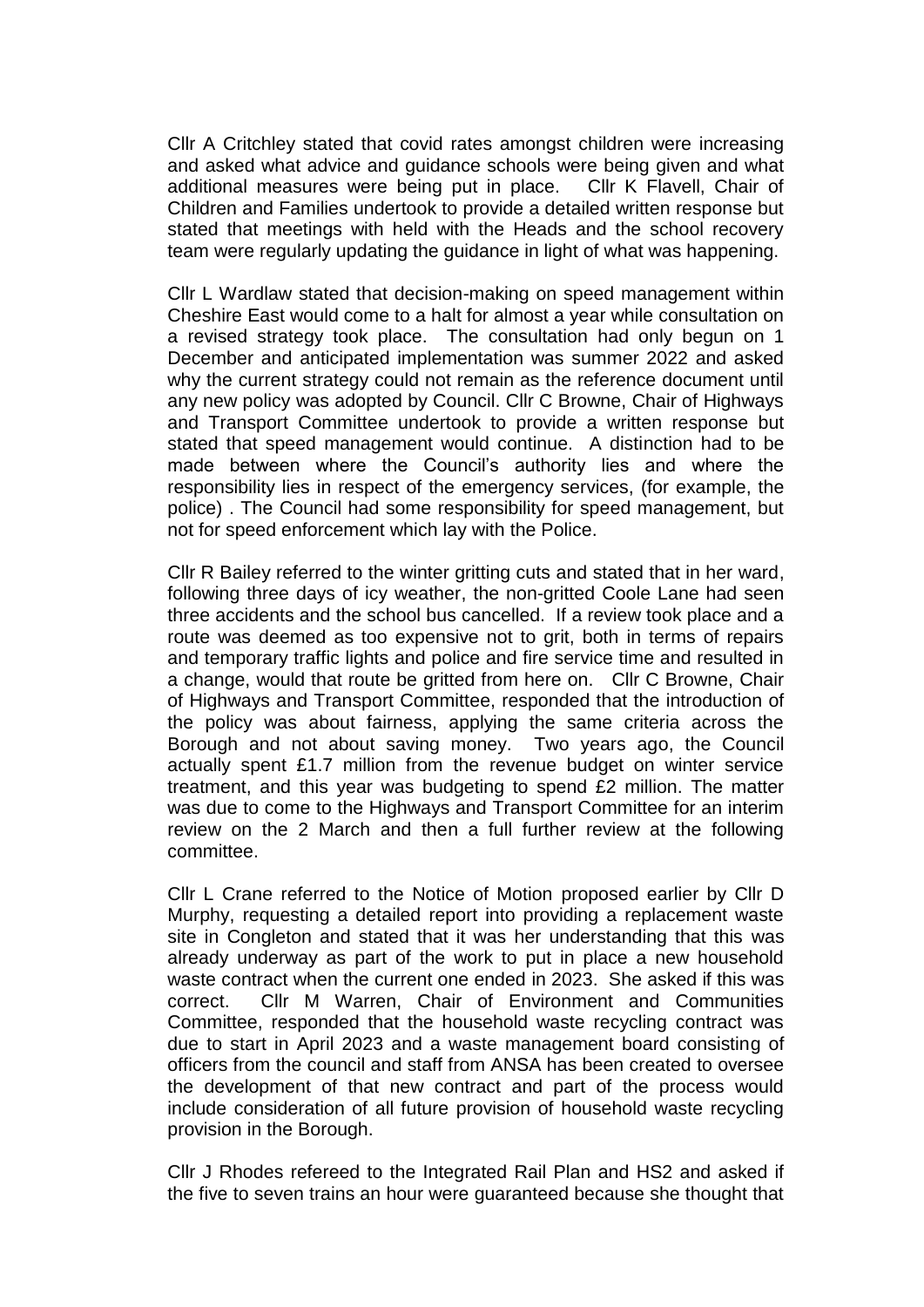Cllr A Critchley stated that covid rates amongst children were increasing and asked what advice and guidance schools were being given and what additional measures were being put in place. Cllr K Flavell, Chair of Children and Families undertook to provide a detailed written response but stated that meetings with held with the Heads and the school recovery team were regularly updating the guidance in light of what was happening.

Cllr L Wardlaw stated that decision-making on speed management within Cheshire East would come to a halt for almost a year while consultation on a revised strategy took place. The consultation had only begun on 1 December and anticipated implementation was summer 2022 and asked why the current strategy could not remain as the reference document until any new policy was adopted by Council. Cllr C Browne, Chair of Highways and Transport Committee undertook to provide a written response but stated that speed management would continue. A distinction had to be made between where the Council's authority lies and where the responsibility lies in respect of the emergency services, (for example, the police) . The Council had some responsibility for speed management, but not for speed enforcement which lay with the Police.

Cllr R Bailey referred to the winter gritting cuts and stated that in her ward, following three days of icy weather, the non-gritted Coole Lane had seen three accidents and the school bus cancelled. If a review took place and a route was deemed as too expensive not to grit, both in terms of repairs and temporary traffic lights and police and fire service time and resulted in a change, would that route be gritted from here on. Cllr C Browne, Chair of Highways and Transport Committee, responded that the introduction of the policy was about fairness, applying the same criteria across the Borough and not about saving money. Two years ago, the Council actually spent £1.7 million from the revenue budget on winter service treatment, and this year was budgeting to spend £2 million. The matter was due to come to the Highways and Transport Committee for an interim review on the 2 March and then a full further review at the following committee.

Cllr L Crane referred to the Notice of Motion proposed earlier by Cllr D Murphy, requesting a detailed report into providing a replacement waste site in Congleton and stated that it was her understanding that this was already underway as part of the work to put in place a new household waste contract when the current one ended in 2023. She asked if this was correct. Cllr M Warren, Chair of Environment and Communities Committee, responded that the household waste recycling contract was due to start in April 2023 and a waste management board consisting of officers from the council and staff from ANSA has been created to oversee the development of that new contract and part of the process would include consideration of all future provision of household waste recycling provision in the Borough.

Cllr J Rhodes refereed to the Integrated Rail Plan and HS2 and asked if the five to seven trains an hour were guaranteed because she thought that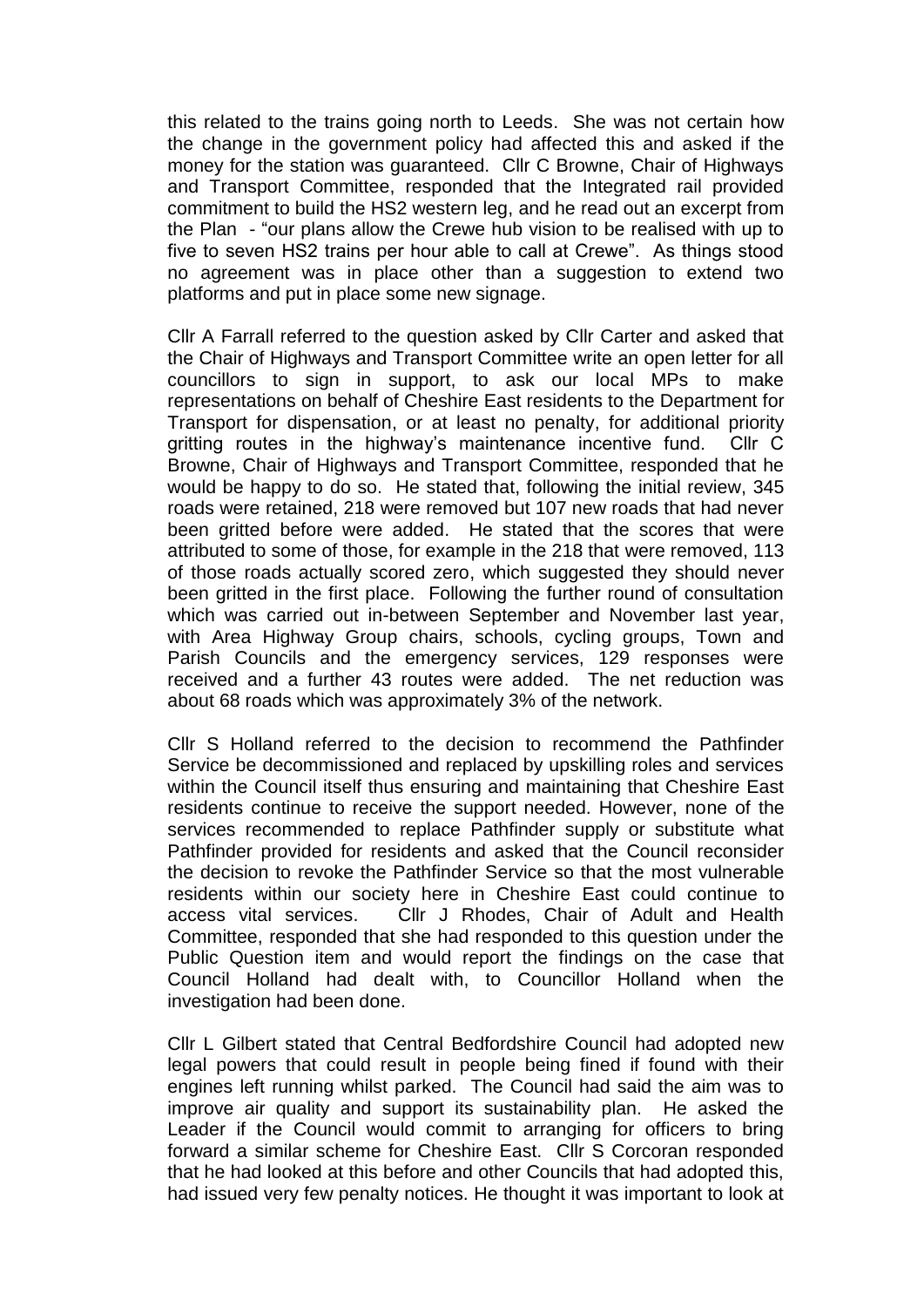this related to the trains going north to Leeds. She was not certain how the change in the government policy had affected this and asked if the money for the station was guaranteed. Cllr C Browne, Chair of Highways and Transport Committee, responded that the Integrated rail provided commitment to build the HS2 western leg, and he read out an excerpt from the Plan - "our plans allow the Crewe hub vision to be realised with up to five to seven HS2 trains per hour able to call at Crewe". As things stood no agreement was in place other than a suggestion to extend two platforms and put in place some new signage.

Cllr A Farrall referred to the question asked by Cllr Carter and asked that the Chair of Highways and Transport Committee write an open letter for all councillors to sign in support, to ask our local MPs to make representations on behalf of Cheshire East residents to the Department for Transport for dispensation, or at least no penalty, for additional priority gritting routes in the highway's maintenance incentive fund. Cllr C Browne, Chair of Highways and Transport Committee, responded that he would be happy to do so. He stated that, following the initial review, 345 roads were retained, 218 were removed but 107 new roads that had never been gritted before were added. He stated that the scores that were attributed to some of those, for example in the 218 that were removed, 113 of those roads actually scored zero, which suggested they should never been gritted in the first place. Following the further round of consultation which was carried out in-between September and November last year, with Area Highway Group chairs, schools, cycling groups, Town and Parish Councils and the emergency services, 129 responses were received and a further 43 routes were added. The net reduction was about 68 roads which was approximately 3% of the network.

Cllr S Holland referred to the decision to recommend the Pathfinder Service be decommissioned and replaced by upskilling roles and services within the Council itself thus ensuring and maintaining that Cheshire East residents continue to receive the support needed. However, none of the services recommended to replace Pathfinder supply or substitute what Pathfinder provided for residents and asked that the Council reconsider the decision to revoke the Pathfinder Service so that the most vulnerable residents within our society here in Cheshire East could continue to access vital services. Cllr J Rhodes, Chair of Adult and Health Committee, responded that she had responded to this question under the Public Question item and would report the findings on the case that Council Holland had dealt with, to Councillor Holland when the investigation had been done.

Cllr L Gilbert stated that Central Bedfordshire Council had adopted new legal powers that could result in people being fined if found with their engines left running whilst parked. The Council had said the aim was to improve air quality and support its sustainability plan. He asked the Leader if the Council would commit to arranging for officers to bring forward a similar scheme for Cheshire East. Cllr S Corcoran responded that he had looked at this before and other Councils that had adopted this, had issued very few penalty notices. He thought it was important to look at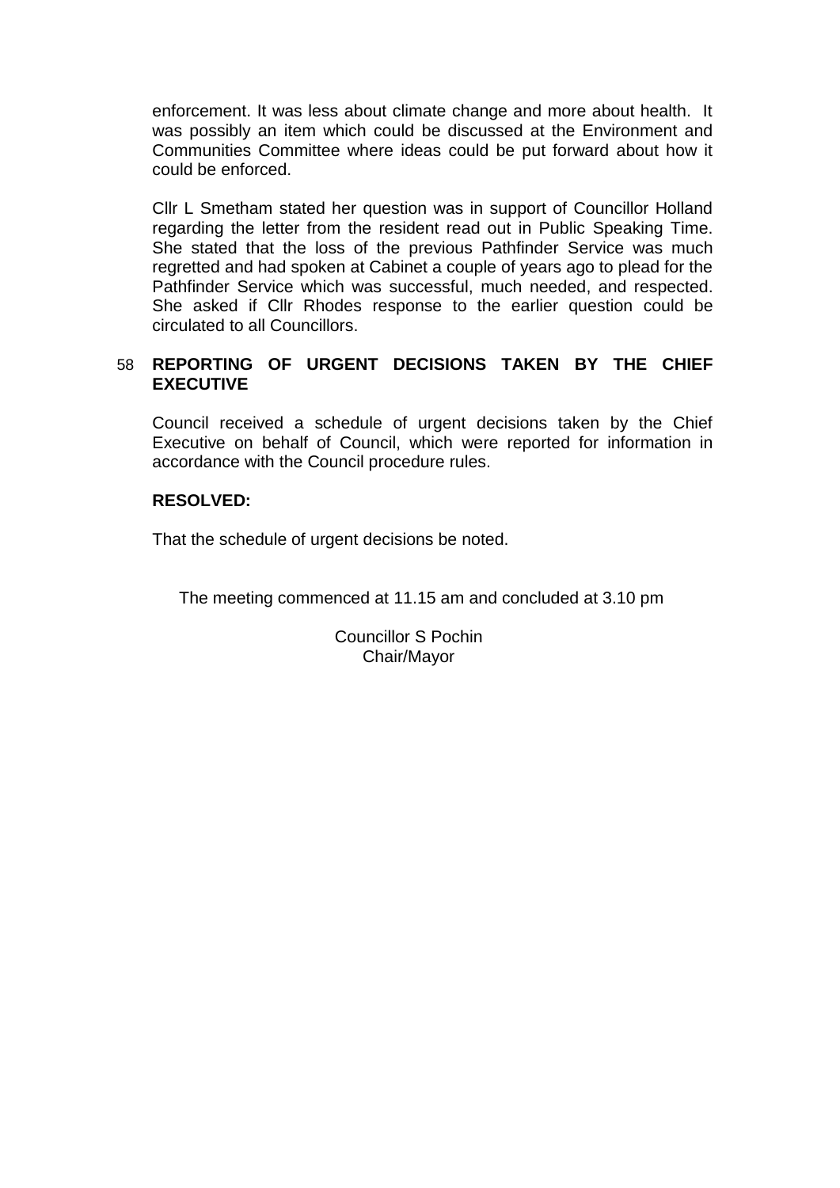enforcement. It was less about climate change and more about health. It was possibly an item which could be discussed at the Environment and Communities Committee where ideas could be put forward about how it could be enforced.

Cllr L Smetham stated her question was in support of Councillor Holland regarding the letter from the resident read out in Public Speaking Time. She stated that the loss of the previous Pathfinder Service was much regretted and had spoken at Cabinet a couple of years ago to plead for the Pathfinder Service which was successful, much needed, and respected. She asked if Cllr Rhodes response to the earlier question could be circulated to all Councillors.

## 58 REPORTING OF URGENT DECISIONS TAKEN BY THE CHIEF EXECUTIVE

Council received a schedule of urgent decisions taken by the Chief Executive on behalf of Council, which were reported for information in accordance with the Council procedure rules.

**RESOLVED:**

That the schedule of urgent decisions be noted.

The meeting commenced at 11.15 am and concluded at 3.10 pm

Councillor S Pochin
Chair/Mayor